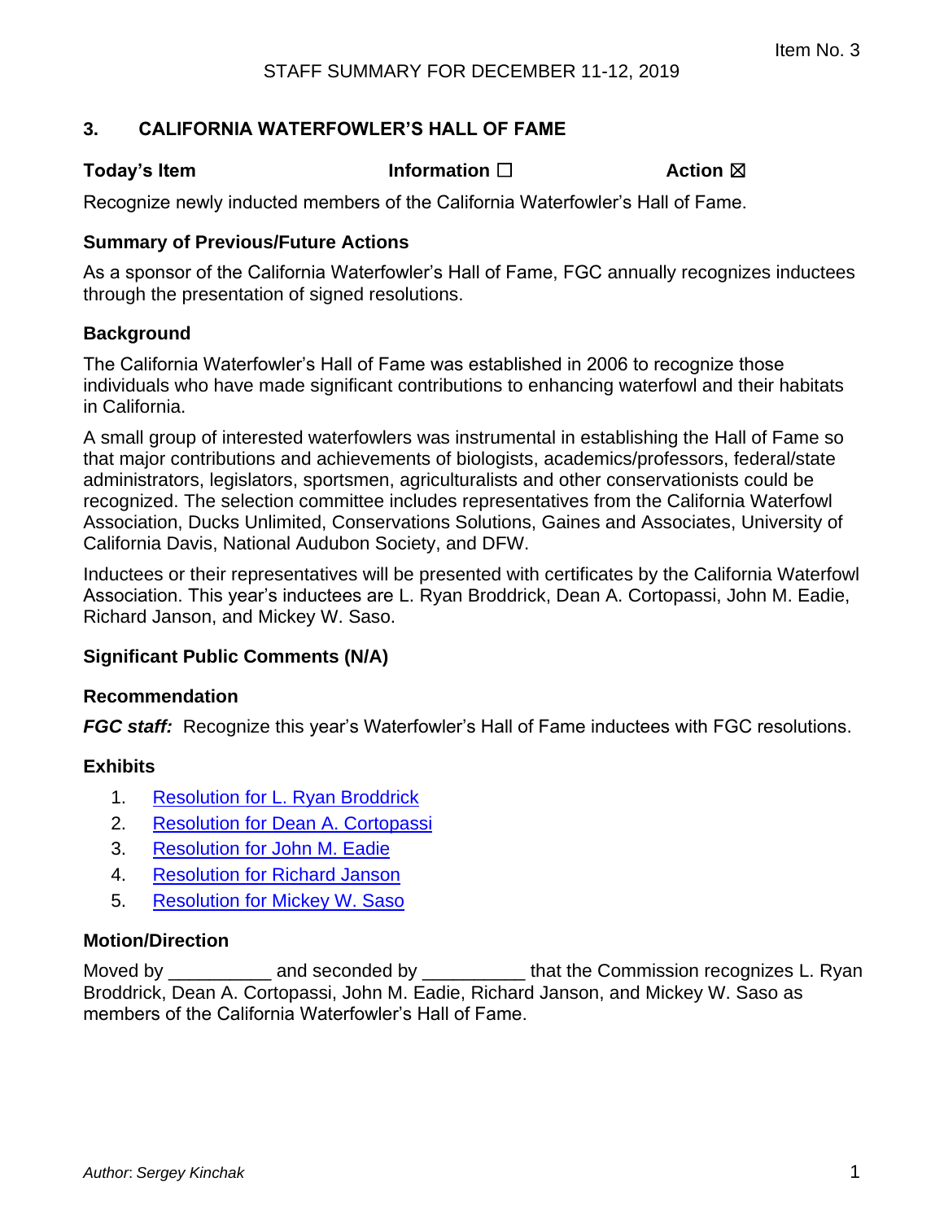Item No. 3

STAFF SUMMARY FOR DECEMBER 11-12, 2019

## 3. CALIFORNIA WATERFOWLER'S HALL OF FAME

**Today's Item** **Information** ☐ **Action** ☒

Recognize newly inducted members of the California Waterfowler's Hall of Fame.

### Summary of Previous/Future Actions

As a sponsor of the California Waterfowler's Hall of Fame, FGC annually recognizes inductees through the presentation of signed resolutions.

### Background

The California Waterfowler's Hall of Fame was established in 2006 to recognize those individuals who have made significant contributions to enhancing waterfowl and their habitats in California.

A small group of interested waterfowlers was instrumental in establishing the Hall of Fame so that major contributions and achievements of biologists, academics/professors, federal/state administrators, legislators, sportsmen, agriculturalists and other conservationists could be recognized. The selection committee includes representatives from the California Waterfowl Association, Ducks Unlimited, Conservations Solutions, Gaines and Associates, University of California Davis, National Audubon Society, and DFW.

Inductees or their representatives will be presented with certificates by the California Waterfowl Association. This year's inductees are L. Ryan Broddrick, Dean A. Cortopassi, John M. Eadie, Richard Janson, and Mickey W. Saso.

### Significant Public Comments (N/A)

### Recommendation

***FGC staff:*** Recognize this year's Waterfowler's Hall of Fame inductees with FGC resolutions.

### Exhibits

1. Resolution for L. Ryan Broddrick
2. Resolution for Dean A. Cortopassi
3. Resolution for John M. Eadie
4. Resolution for Richard Janson
5. Resolution for Mickey W. Saso

### Motion/Direction

Moved by __________ and seconded by __________ that the Commission recognizes L. Ryan Broddrick, Dean A. Cortopassi, John M. Eadie, Richard Janson, and Mickey W. Saso as members of the California Waterfowler's Hall of Fame.

*Author: Sergey Kinchak*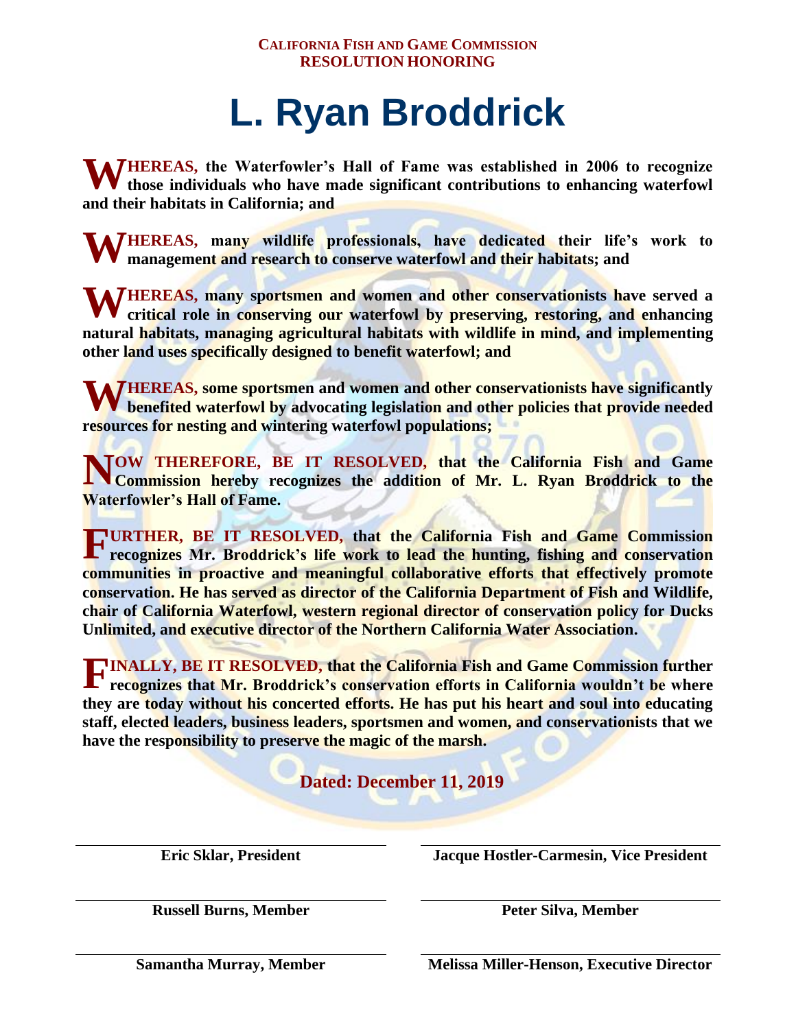**CALIFORNIA FISH AND GAME COMMISSION**
**RESOLUTION HONORING**

# L. Ryan Broddrick

**WHEREAS, the Waterfowler's Hall of Fame was established in 2006 to recognize those individuals who have made significant contributions to enhancing waterfowl and their habitats in California; and**

**WHEREAS, many wildlife professionals, have dedicated their life's work to management and research to conserve waterfowl and their habitats; and**

**WHEREAS, many sportsmen and women and other conservationists have served a critical role in conserving our waterfowl by preserving, restoring, and enhancing natural habitats, managing agricultural habitats with wildlife in mind, and implementing other land uses specifically designed to benefit waterfowl; and**

**WHEREAS, some sportsmen and women and other conservationists have significantly benefited waterfowl by advocating legislation and other policies that provide needed resources for nesting and wintering waterfowl populations;**

**NOW THEREFORE, BE IT RESOLVED, that the California Fish and Game Commission hereby recognizes the addition of Mr. L. Ryan Broddrick to the Waterfowler's Hall of Fame.**

**FURTHER, BE IT RESOLVED, that the California Fish and Game Commission recognizes Mr. Broddrick's life work to lead the hunting, fishing and conservation communities in proactive and meaningful collaborative efforts that effectively promote conservation. He has served as director of the California Department of Fish and Wildlife, chair of California Waterfowl, western regional director of conservation policy for Ducks Unlimited, and executive director of the Northern California Water Association.**

**FINALLY, BE IT RESOLVED, that the California Fish and Game Commission further recognizes that Mr. Broddrick's conservation efforts in California wouldn't be where they are today without his concerted efforts. He has put his heart and soul into educating staff, elected leaders, business leaders, sportsmen and women, and conservationists that we have the responsibility to preserve the magic of the marsh.**

**Dated: December 11, 2019**

| | |
|---|---|
| **Eric Sklar, President** | **Jacque Hostler-Carmesin, Vice President** |
| **Russell Burns, Member** | **Peter Silva, Member** |
| **Samantha Murray, Member** | **Melissa Miller-Henson, Executive Director** |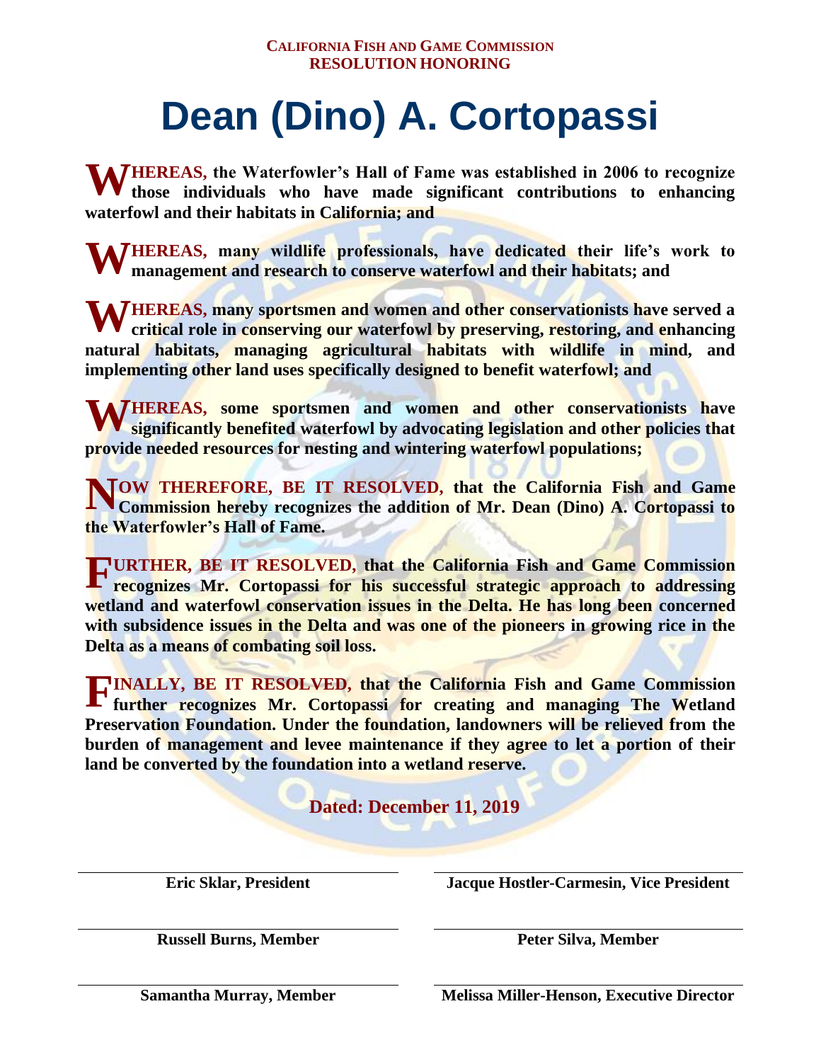**CALIFORNIA FISH AND GAME COMMISSION**
**RESOLUTION HONORING**

# Dean (Dino) A. Cortopassi

**WHEREAS, the Waterfowler's Hall of Fame was established in 2006 to recognize those individuals who have made significant contributions to enhancing waterfowl and their habitats in California; and**

**WHEREAS, many wildlife professionals, have dedicated their life's work to management and research to conserve waterfowl and their habitats; and**

**WHEREAS, many sportsmen and women and other conservationists have served a critical role in conserving our waterfowl by preserving, restoring, and enhancing natural habitats, managing agricultural habitats with wildlife in mind, and implementing other land uses specifically designed to benefit waterfowl; and**

**WHEREAS, some sportsmen and women and other conservationists have significantly benefited waterfowl by advocating legislation and other policies that provide needed resources for nesting and wintering waterfowl populations;**

**NOW THEREFORE, BE IT RESOLVED, that the California Fish and Game Commission hereby recognizes the addition of Mr. Dean (Dino) A. Cortopassi to the Waterfowler's Hall of Fame.**

**FURTHER, BE IT RESOLVED, that the California Fish and Game Commission recognizes Mr. Cortopassi for his successful strategic approach to addressing wetland and waterfowl conservation issues in the Delta. He has long been concerned with subsidence issues in the Delta and was one of the pioneers in growing rice in the Delta as a means of combating soil loss.**

**FINALLY, BE IT RESOLVED, that the California Fish and Game Commission further recognizes Mr. Cortopassi for creating and managing The Wetland Preservation Foundation. Under the foundation, landowners will be relieved from the burden of management and levee maintenance if they agree to let a portion of their land be converted by the foundation into a wetland reserve.**

**Dated: December 11, 2019**

| | |
|---|---|
| **Eric Sklar, President** | **Jacque Hostler-Carmesin, Vice President** |
| **Russell Burns, Member** | **Peter Silva, Member** |
| **Samantha Murray, Member** | **Melissa Miller-Henson, Executive Director** |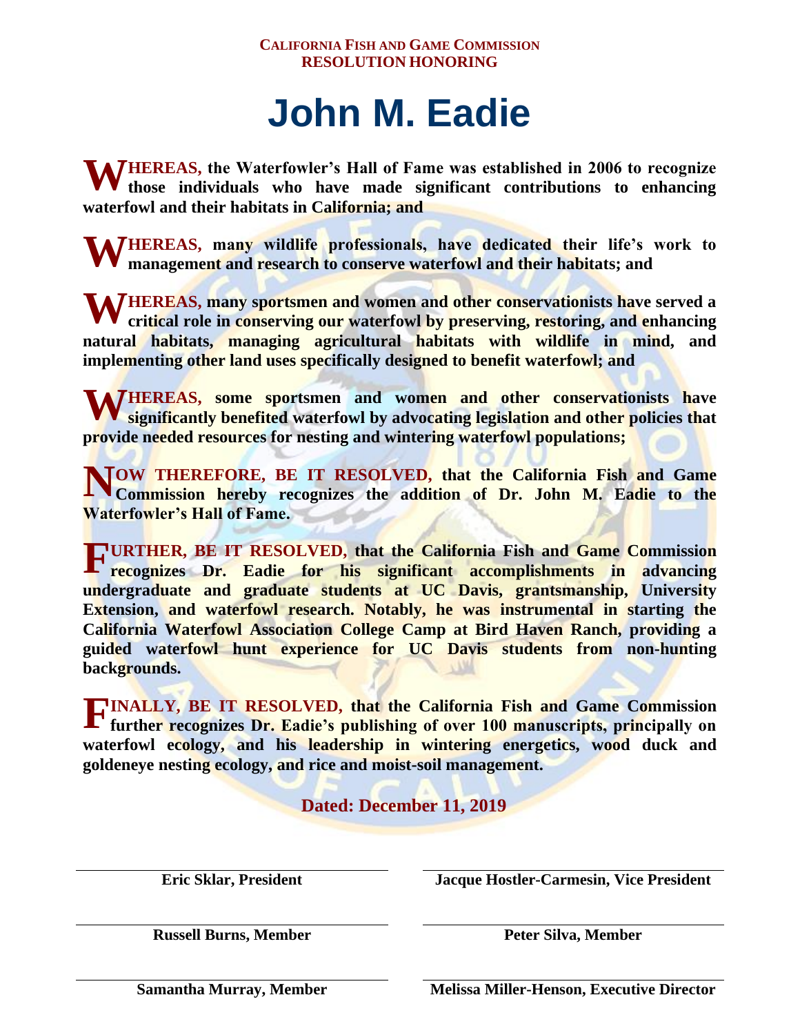**CALIFORNIA FISH AND GAME COMMISSION**
**RESOLUTION HONORING**

# John M. Eadie

**WHEREAS, the Waterfowler's Hall of Fame was established in 2006 to recognize those individuals who have made significant contributions to enhancing waterfowl and their habitats in California; and**

**WHEREAS, many wildlife professionals, have dedicated their life's work to management and research to conserve waterfowl and their habitats; and**

**WHEREAS, many sportsmen and women and other conservationists have served a critical role in conserving our waterfowl by preserving, restoring, and enhancing natural habitats, managing agricultural habitats with wildlife in mind, and implementing other land uses specifically designed to benefit waterfowl; and**

**WHEREAS, some sportsmen and women and other conservationists have significantly benefited waterfowl by advocating legislation and other policies that provide needed resources for nesting and wintering waterfowl populations;**

**NOW THEREFORE, BE IT RESOLVED, that the California Fish and Game Commission hereby recognizes the addition of Dr. John M. Eadie to the Waterfowler's Hall of Fame.**

**FURTHER, BE IT RESOLVED, that the California Fish and Game Commission recognizes Dr. Eadie for his significant accomplishments in advancing undergraduate and graduate students at UC Davis, grantsmanship, University Extension, and waterfowl research. Notably, he was instrumental in starting the California Waterfowl Association College Camp at Bird Haven Ranch, providing a guided waterfowl hunt experience for UC Davis students from non-hunting backgrounds.**

**FINALLY, BE IT RESOLVED, that the California Fish and Game Commission further recognizes Dr. Eadie's publishing of over 100 manuscripts, principally on waterfowl ecology, and his leadership in wintering energetics, wood duck and goldeneye nesting ecology, and rice and moist-soil management.**

**Dated: December 11, 2019**

| | |
|---|---|
| **Eric Sklar, President** | **Jacque Hostler-Carmesin, Vice President** |
| **Russell Burns, Member** | **Peter Silva, Member** |
| **Samantha Murray, Member** | **Melissa Miller-Henson, Executive Director** |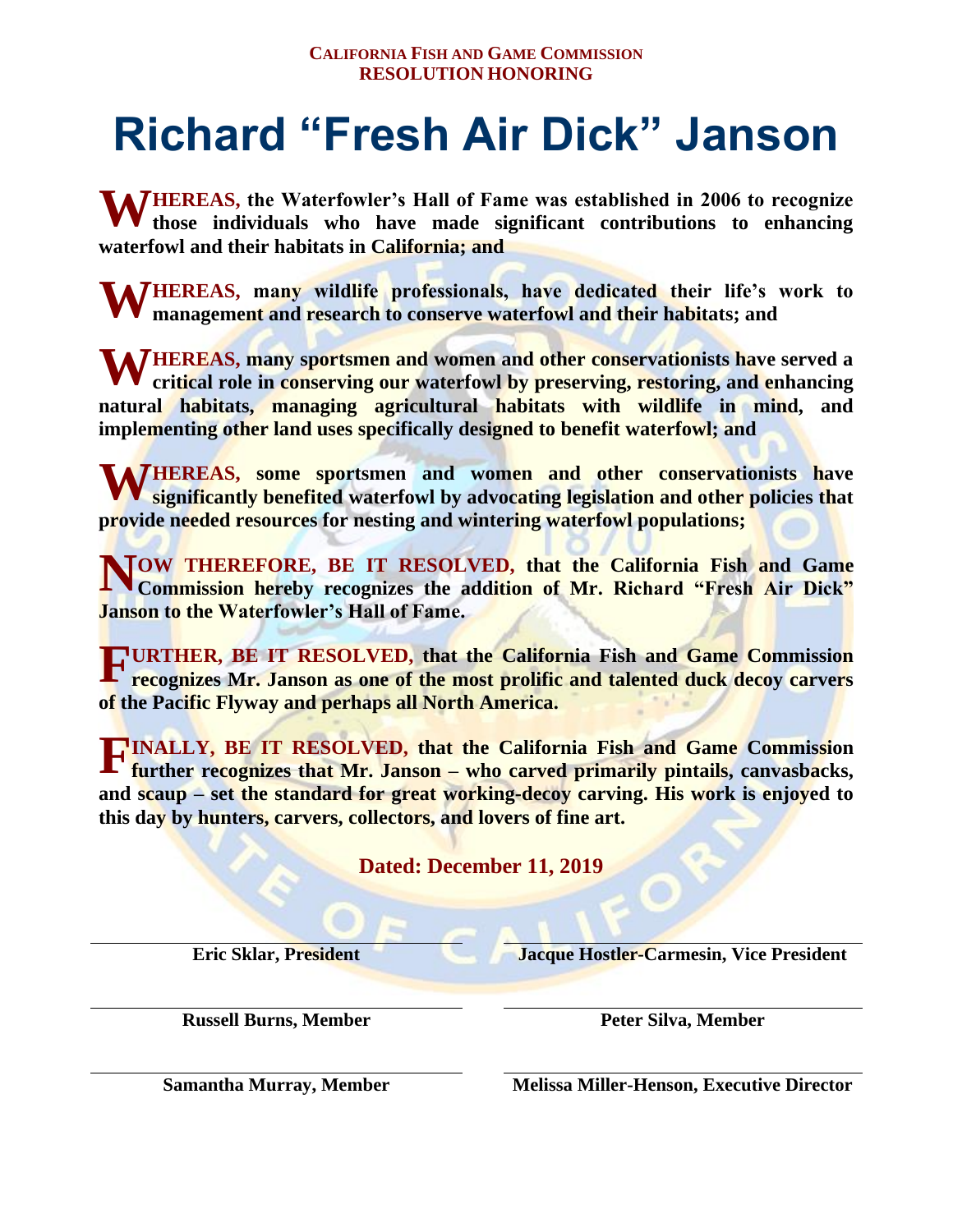**CALIFORNIA FISH AND GAME COMMISSION**
**RESOLUTION HONORING**

# Richard "Fresh Air Dick" Janson

**WHEREAS, the Waterfowler's Hall of Fame was established in 2006 to recognize those individuals who have made significant contributions to enhancing waterfowl and their habitats in California; and**

**WHEREAS, many wildlife professionals, have dedicated their life's work to management and research to conserve waterfowl and their habitats; and**

**WHEREAS, many sportsmen and women and other conservationists have served a critical role in conserving our waterfowl by preserving, restoring, and enhancing natural habitats, managing agricultural habitats with wildlife in mind, and implementing other land uses specifically designed to benefit waterfowl; and**

**WHEREAS, some sportsmen and women and other conservationists have significantly benefited waterfowl by advocating legislation and other policies that provide needed resources for nesting and wintering waterfowl populations;**

**NOW THEREFORE, BE IT RESOLVED, that the California Fish and Game Commission hereby recognizes the addition of Mr. Richard "Fresh Air Dick" Janson to the Waterfowler's Hall of Fame.**

**FURTHER, BE IT RESOLVED, that the California Fish and Game Commission recognizes Mr. Janson as one of the most prolific and talented duck decoy carvers of the Pacific Flyway and perhaps all North America.**

**FINALLY, BE IT RESOLVED, that the California Fish and Game Commission further recognizes that Mr. Janson – who carved primarily pintails, canvasbacks, and scaup – set the standard for great working-decoy carving. His work is enjoyed to this day by hunters, carvers, collectors, and lovers of fine art.**

**Dated: December 11, 2019**

| | |
|---|---|
| **Eric Sklar, President** | **Jacque Hostler-Carmesin, Vice President** |
| **Russell Burns, Member** | **Peter Silva, Member** |
| **Samantha Murray, Member** | **Melissa Miller-Henson, Executive Director** |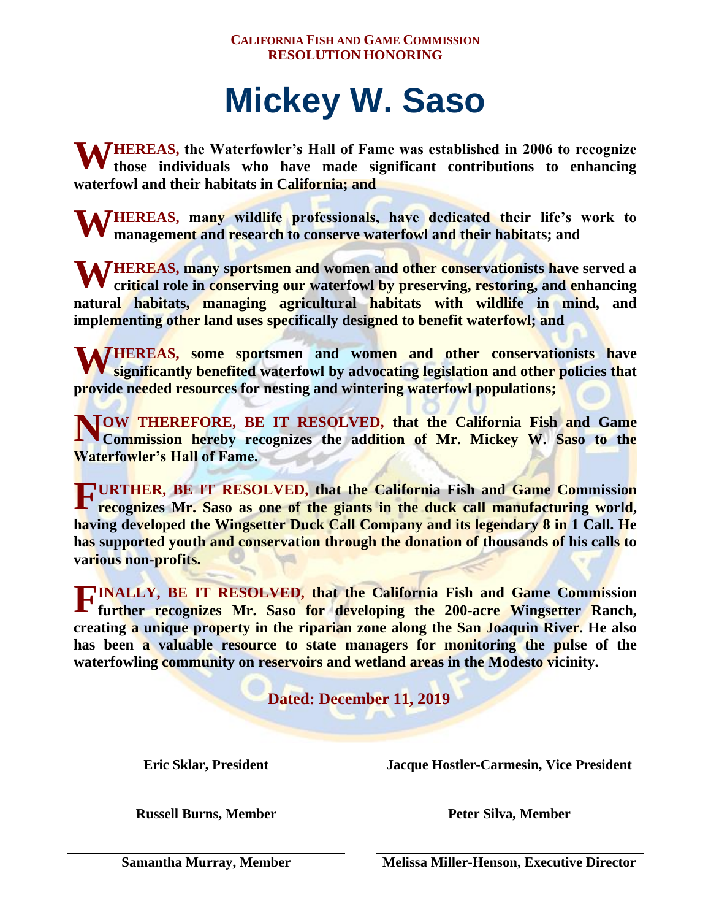**CALIFORNIA FISH AND GAME COMMISSION**
**RESOLUTION HONORING**

# Mickey W. Saso

**WHEREAS, the Waterfowler's Hall of Fame was established in 2006 to recognize those individuals who have made significant contributions to enhancing waterfowl and their habitats in California; and**

**WHEREAS, many wildlife professionals, have dedicated their life's work to management and research to conserve waterfowl and their habitats; and**

**WHEREAS, many sportsmen and women and other conservationists have served a critical role in conserving our waterfowl by preserving, restoring, and enhancing natural habitats, managing agricultural habitats with wildlife in mind, and implementing other land uses specifically designed to benefit waterfowl; and**

**WHEREAS, some sportsmen and women and other conservationists have significantly benefited waterfowl by advocating legislation and other policies that provide needed resources for nesting and wintering waterfowl populations;**

**NOW THEREFORE, BE IT RESOLVED, that the California Fish and Game Commission hereby recognizes the addition of Mr. Mickey W. Saso to the Waterfowler's Hall of Fame.**

**FURTHER, BE IT RESOLVED, that the California Fish and Game Commission recognizes Mr. Saso as one of the giants in the duck call manufacturing world, having developed the Wingsetter Duck Call Company and its legendary 8 in 1 Call. He has supported youth and conservation through the donation of thousands of his calls to various non-profits.**

**FINALLY, BE IT RESOLVED, that the California Fish and Game Commission further recognizes Mr. Saso for developing the 200-acre Wingsetter Ranch, creating a unique property in the riparian zone along the San Joaquin River. He also has been a valuable resource to state managers for monitoring the pulse of the waterfowling community on reservoirs and wetland areas in the Modesto vicinity.**

**Dated: December 11, 2019**

**Eric Sklar, President**

**Jacque Hostler-Carmesin, Vice President**

**Russell Burns, Member**

**Peter Silva, Member**

**Samantha Murray, Member**

**Melissa Miller-Henson, Executive Director**